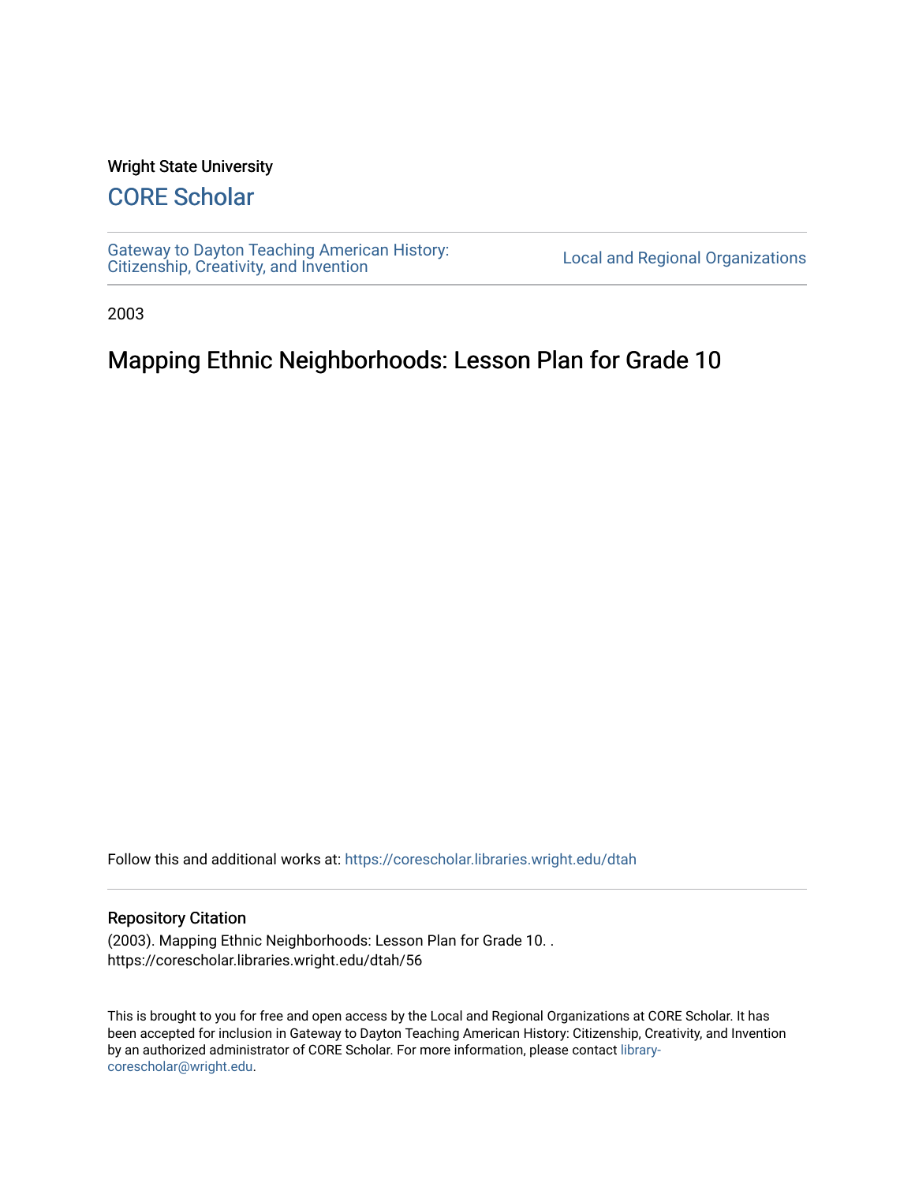Wright State University

# CORE Scholar

Gateway to Dayton Teaching American History: Citizenship, Creativity, and Invention

Local and Regional Organizations

2003

## Mapping Ethnic Neighborhoods: Lesson Plan for Grade 10

Follow this and additional works at: https://corescholar.libraries.wright.edu/dtah

### Repository Citation

(2003). Mapping Ethnic Neighborhoods: Lesson Plan for Grade 10. .
https://corescholar.libraries.wright.edu/dtah/56

This is brought to you for free and open access by the Local and Regional Organizations at CORE Scholar. It has been accepted for inclusion in Gateway to Dayton Teaching American History: Citizenship, Creativity, and Invention by an authorized administrator of CORE Scholar. For more information, please contact library-corescholar@wright.edu.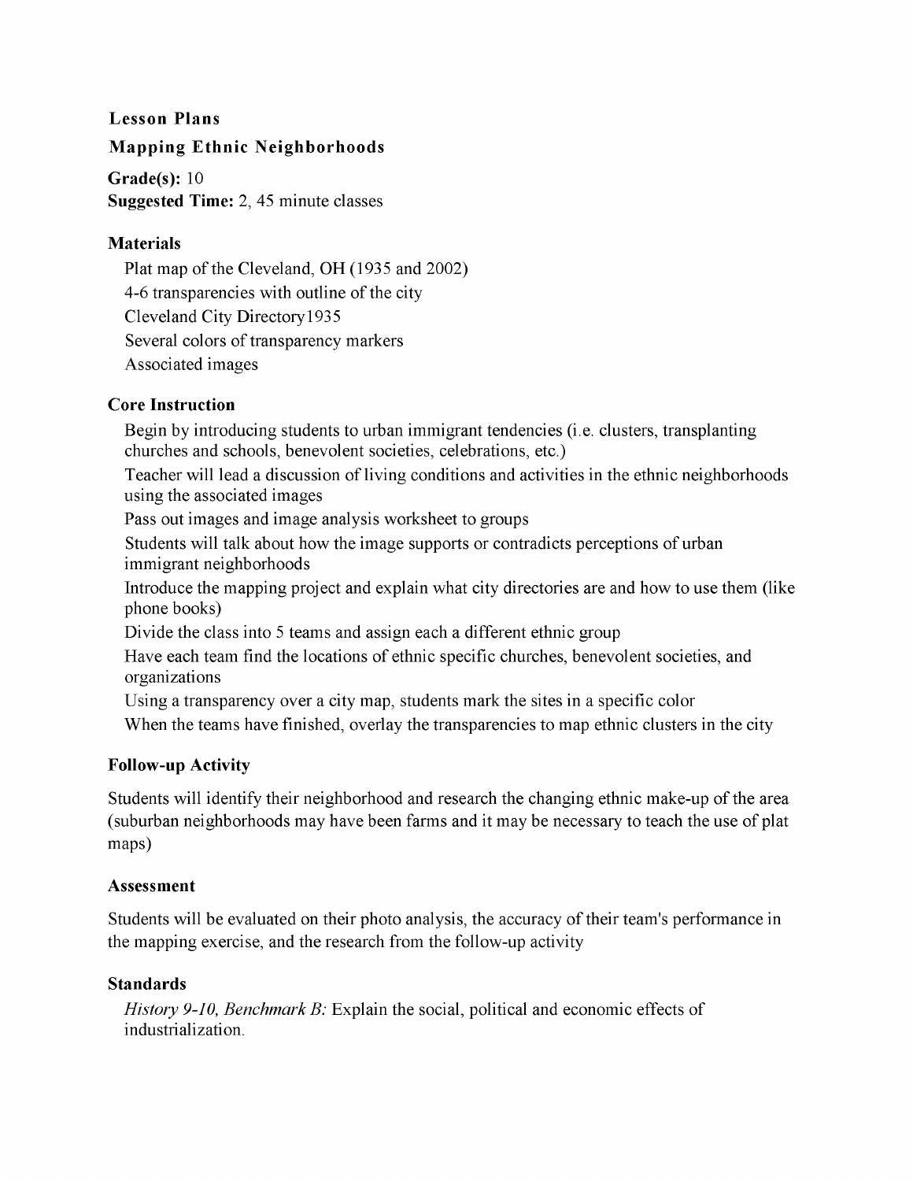## Lesson Plans

### Mapping Ethnic Neighborhoods

**Grade(s):** 10
**Suggested Time:** 2, 45 minute classes

**Materials**

- Plat map of the Cleveland, OH (1935 and 2002)
- 4-6 transparencies with outline of the city
- Cleveland City Directory1935
- Several colors of transparency markers
- Associated images

**Core Instruction**

- Begin by introducing students to urban immigrant tendencies (i.e. clusters, transplanting churches and schools, benevolent societies, celebrations, etc.)
- Teacher will lead a discussion of living conditions and activities in the ethnic neighborhoods using the associated images
- Pass out images and image analysis worksheet to groups
- Students will talk about how the image supports or contradicts perceptions of urban immigrant neighborhoods
- Introduce the mapping project and explain what city directories are and how to use them (like phone books)
- Divide the class into 5 teams and assign each a different ethnic group
- Have each team find the locations of ethnic specific churches, benevolent societies, and organizations
- Using a transparency over a city map, students mark the sites in a specific color
- When the teams have finished, overlay the transparencies to map ethnic clusters in the city

**Follow-up Activity**

Students will identify their neighborhood and research the changing ethnic make-up of the area (suburban neighborhoods may have been farms and it may be necessary to teach the use of plat maps)

**Assessment**

Students will be evaluated on their photo analysis, the accuracy of their team's performance in the mapping exercise, and the research from the follow-up activity

**Standards**

*History 9-10, Benchmark B:* Explain the social, political and economic effects of industrialization.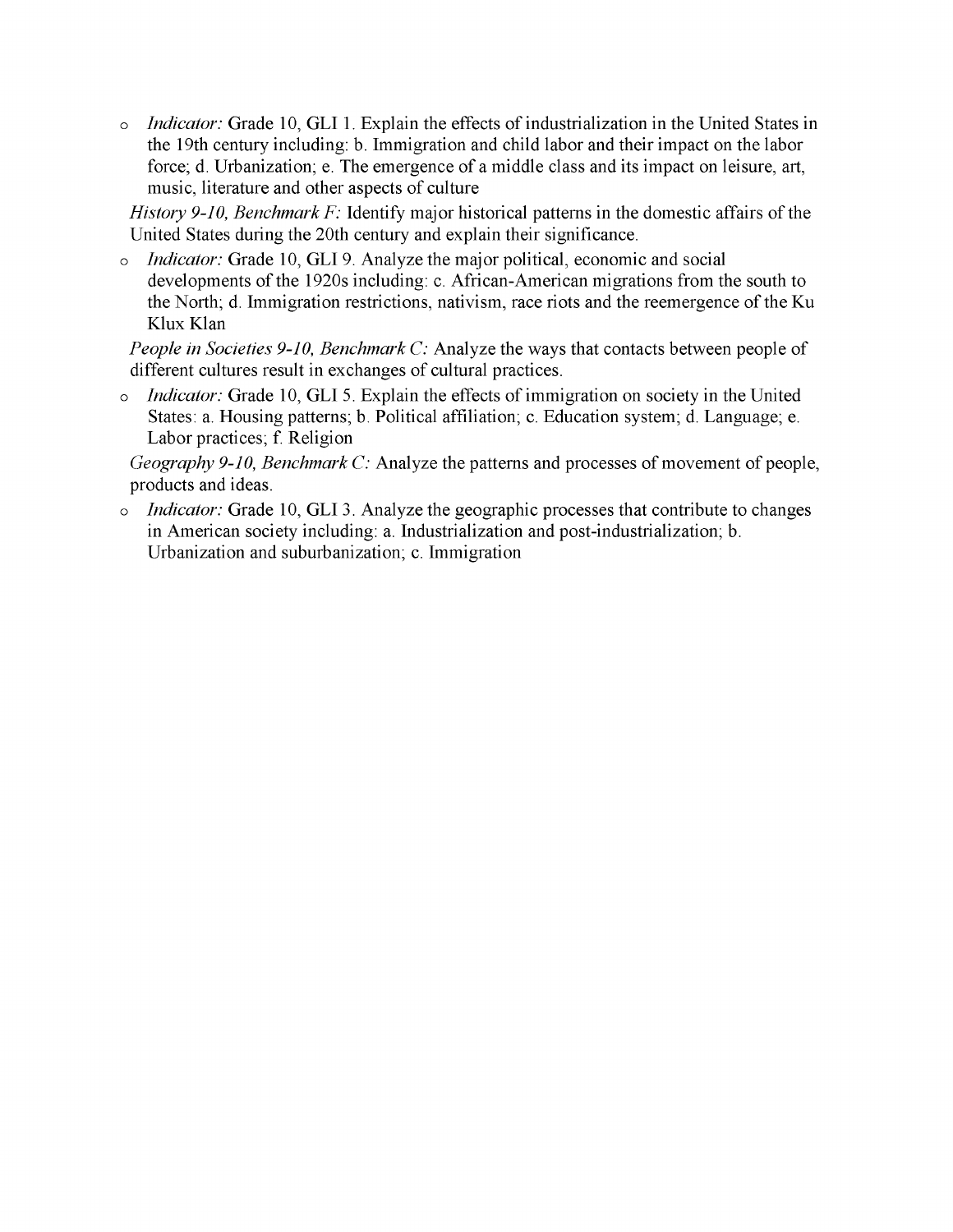- *Indicator:* Grade 10, GLI 1. Explain the effects of industrialization in the United States in the 19th century including: b. Immigration and child labor and their impact on the labor force; d. Urbanization; e. The emergence of a middle class and its impact on leisure, art, music, literature and other aspects of culture

*History 9-10, Benchmark F:* Identify major historical patterns in the domestic affairs of the United States during the 20th century and explain their significance.

- *Indicator:* Grade 10, GLI 9. Analyze the major political, economic and social developments of the 1920s including: c. African-American migrations from the south to the North; d. Immigration restrictions, nativism, race riots and the reemergence of the Ku Klux Klan

*People in Societies 9-10, Benchmark C:* Analyze the ways that contacts between people of different cultures result in exchanges of cultural practices.

- *Indicator:* Grade 10, GLI 5. Explain the effects of immigration on society in the United States: a. Housing patterns; b. Political affiliation; c. Education system; d. Language; e. Labor practices; f. Religion

*Geography 9-10, Benchmark C:* Analyze the patterns and processes of movement of people, products and ideas.

- *Indicator:* Grade 10, GLI 3. Analyze the geographic processes that contribute to changes in American society including: a. Industrialization and post-industrialization; b. Urbanization and suburbanization; c. Immigration